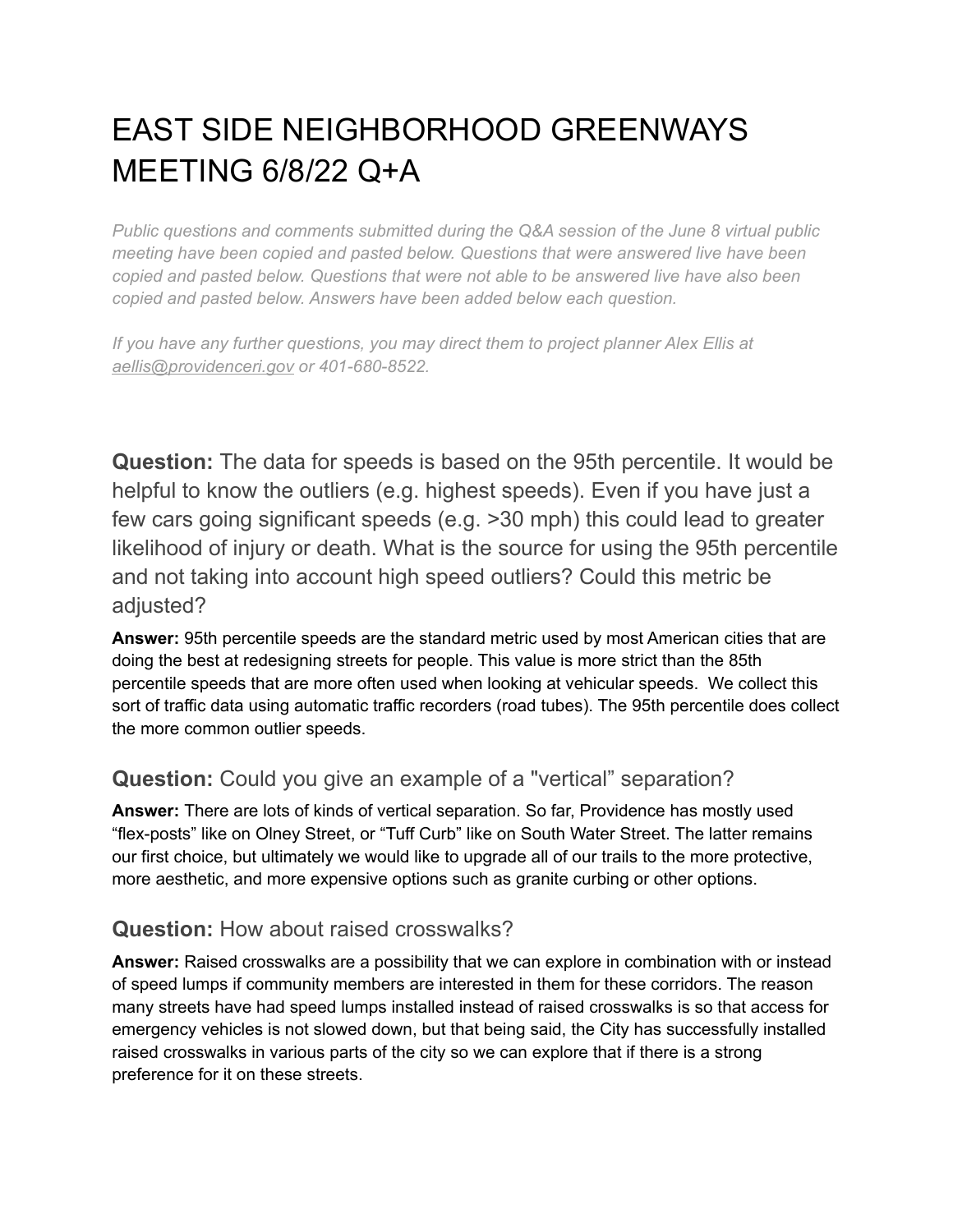# EAST SIDE NEIGHBORHOOD GREENWAYS MEETING 6/8/22 Q+A

*Public questions and comments submitted during the Q&A session of the June 8 virtual public meeting have been copied and pasted below. Questions that were answered live have been copied and pasted below. Questions that were not able to be answered live have also been copied and pasted below. Answers have been added below each question.*

*If you have any further questions, you may direct them to project planner Alex Ellis at aellis@providenceri.gov or 401-680-8522.*

## **Question:** The data for speeds is based on the 95th percentile. It would be helpful to know the outliers (e.g. highest speeds). Even if you have just a few cars going significant speeds (e.g. >30 mph) this could lead to greater likelihood of injury or death. What is the source for using the 95th percentile and not taking into account high speed outliers? Could this metric be adjusted?

**Answer:** 95th percentile speeds are the standard metric used by most American cities that are doing the best at redesigning streets for people. This value is more strict than the 85th percentile speeds that are more often used when looking at vehicular speeds. We collect this sort of traffic data using automatic traffic recorders (road tubes). The 95th percentile does collect the more common outlier speeds.

### **Question:** Could you give an example of a "vertical" separation?

**Answer:** There are lots of kinds of vertical separation. So far, Providence has mostly used "flex-posts" like on Olney Street, or "Tuff Curb" like on South Water Street. The latter remains our first choice, but ultimately we would like to upgrade all of our trails to the more protective, more aesthetic, and more expensive options such as granite curbing or other options.

### **Question:** How about raised crosswalks?

**Answer:** Raised crosswalks are a possibility that we can explore in combination with or instead of speed lumps if community members are interested in them for these corridors. The reason many streets have had speed lumps installed instead of raised crosswalks is so that access for emergency vehicles is not slowed down, but that being said, the City has successfully installed raised crosswalks in various parts of the city so we can explore that if there is a strong preference for it on these streets.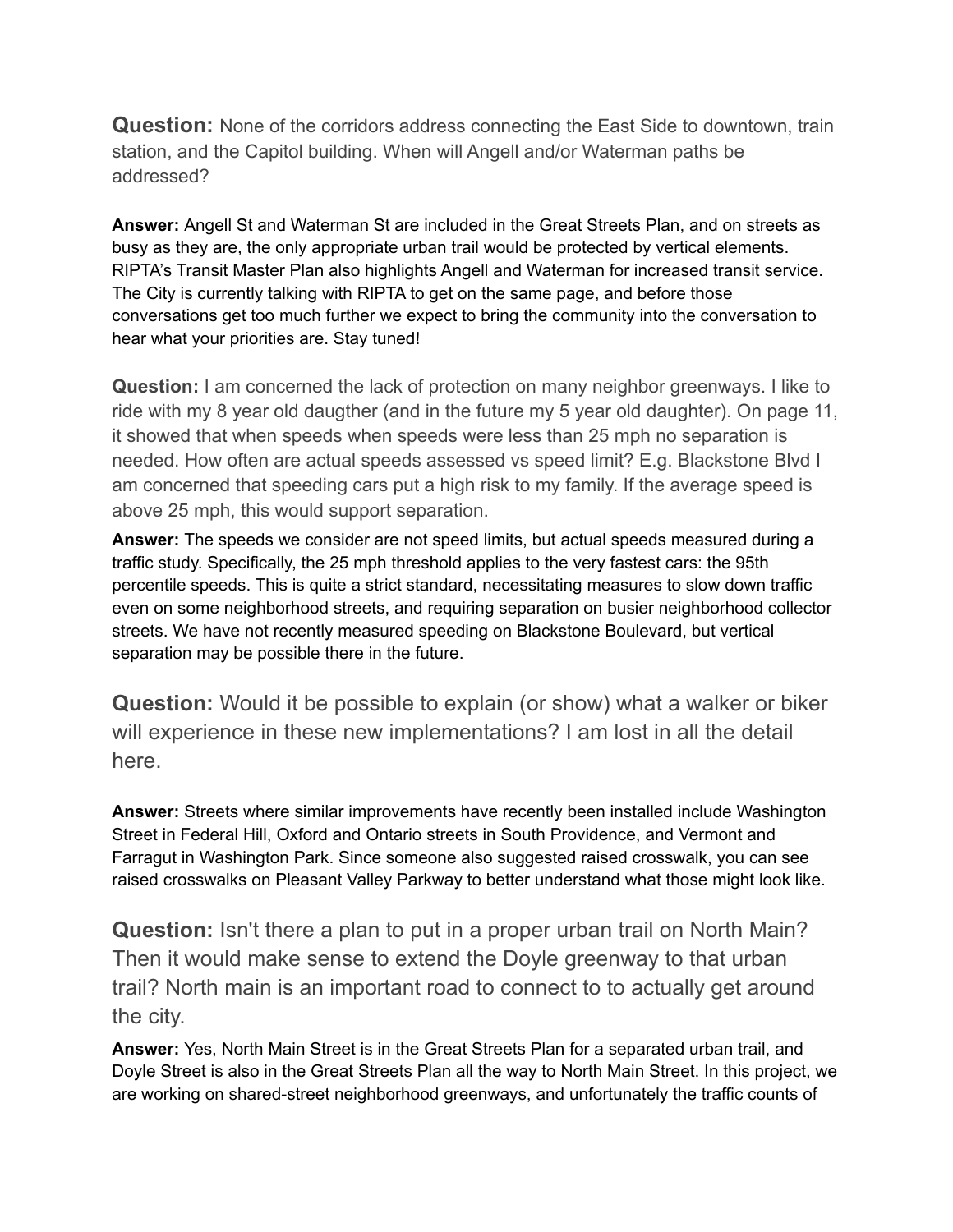**Question:** None of the corridors address connecting the East Side to downtown, train station, and the Capitol building. When will Angell and/or Waterman paths be addressed?

**Answer:** Angell St and Waterman St are included in the Great Streets Plan, and on streets as busy as they are, the only appropriate urban trail would be protected by vertical elements. RIPTA's Transit Master Plan also highlights Angell and Waterman for increased transit service. The City is currently talking with RIPTA to get on the same page, and before those conversations get too much further we expect to bring the community into the conversation to hear what your priorities are. Stay tuned!

**Question:** I am concerned the lack of protection on many neighbor greenways. I like to ride with my 8 year old daugther (and in the future my 5 year old daughter). On page 11, it showed that when speeds when speeds were less than 25 mph no separation is needed. How often are actual speeds assessed vs speed limit? E.g. Blackstone Blvd I am concerned that speeding cars put a high risk to my family. If the average speed is above 25 mph, this would support separation.

**Answer:** The speeds we consider are not speed limits, but actual speeds measured during a traffic study. Specifically, the 25 mph threshold applies to the very fastest cars: the 95th percentile speeds. This is quite a strict standard, necessitating measures to slow down traffic even on some neighborhood streets, and requiring separation on busier neighborhood collector streets. We have not recently measured speeding on Blackstone Boulevard, but vertical separation may be possible there in the future.

**Question:** Would it be possible to explain (or show) what a walker or biker will experience in these new implementations? I am lost in all the detail here.

**Answer:** Streets where similar improvements have recently been installed include Washington Street in Federal Hill, Oxford and Ontario streets in South Providence, and Vermont and Farragut in Washington Park. Since someone also suggested raised crosswalk, you can see raised crosswalks on Pleasant Valley Parkway to better understand what those might look like.

**Question:** Isn't there a plan to put in a proper urban trail on North Main? Then it would make sense to extend the Doyle greenway to that urban trail? North main is an important road to connect to to actually get around the city.

**Answer:** Yes, North Main Street is in the Great Streets Plan for a separated urban trail, and Doyle Street is also in the Great Streets Plan all the way to North Main Street. In this project, we are working on shared-street neighborhood greenways, and unfortunately the traffic counts of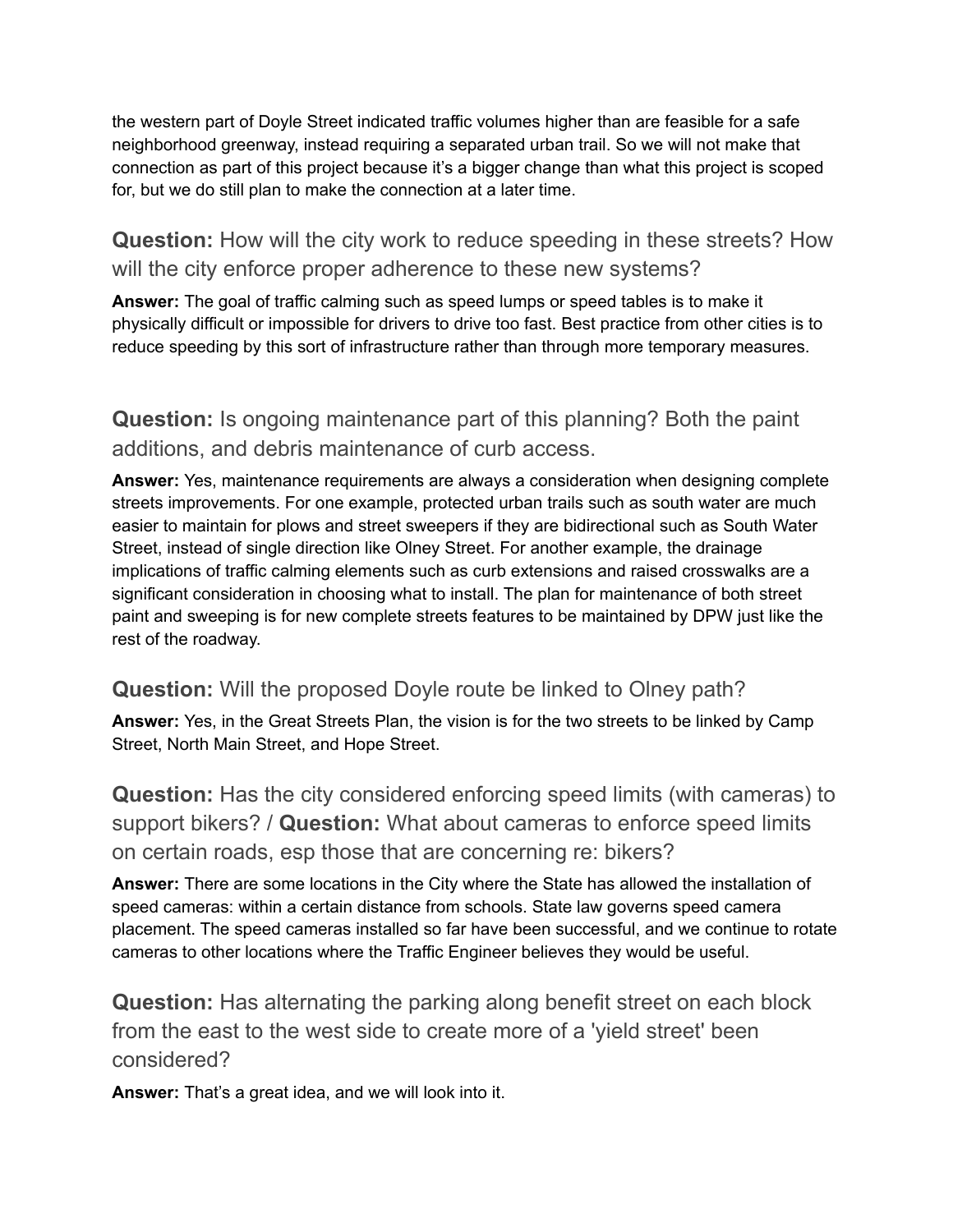the western part of Doyle Street indicated traffic volumes higher than are feasible for a safe neighborhood greenway, instead requiring a separated urban trail. So we will not make that connection as part of this project because it's a bigger change than what this project is scoped for, but we do still plan to make the connection at a later time.

### **Question:** How will the city work to reduce speeding in these streets? How will the city enforce proper adherence to these new systems?

**Answer:** The goal of traffic calming such as speed lumps or speed tables is to make it physically difficult or impossible for drivers to drive too fast. Best practice from other cities is to reduce speeding by this sort of infrastructure rather than through more temporary measures.

### **Question:** Is ongoing maintenance part of this planning? Both the paint additions, and debris maintenance of curb access.

**Answer:** Yes, maintenance requirements are always a consideration when designing complete streets improvements. For one example, protected urban trails such as south water are much easier to maintain for plows and street sweepers if they are bidirectional such as South Water Street, instead of single direction like Olney Street. For another example, the drainage implications of traffic calming elements such as curb extensions and raised crosswalks are a significant consideration in choosing what to install. The plan for maintenance of both street paint and sweeping is for new complete streets features to be maintained by DPW just like the rest of the roadway.

### **Question:** Will the proposed Doyle route be linked to Olney path?

**Answer:** Yes, in the Great Streets Plan, the vision is for the two streets to be linked by Camp Street, North Main Street, and Hope Street.

### **Question:** Has the city considered enforcing speed limits (with cameras) to support bikers? / **Question:** What about cameras to enforce speed limits on certain roads, esp those that are concerning re: bikers?

**Answer:** There are some locations in the City where the State has allowed the installation of speed cameras: within a certain distance from schools. State law governs speed camera placement. The speed cameras installed so far have been successful, and we continue to rotate cameras to other locations where the Traffic Engineer believes they would be useful.

### **Question:** Has alternating the parking along benefit street on each block from the east to the west side to create more of a 'yield street' been considered?

**Answer:** That's a great idea, and we will look into it.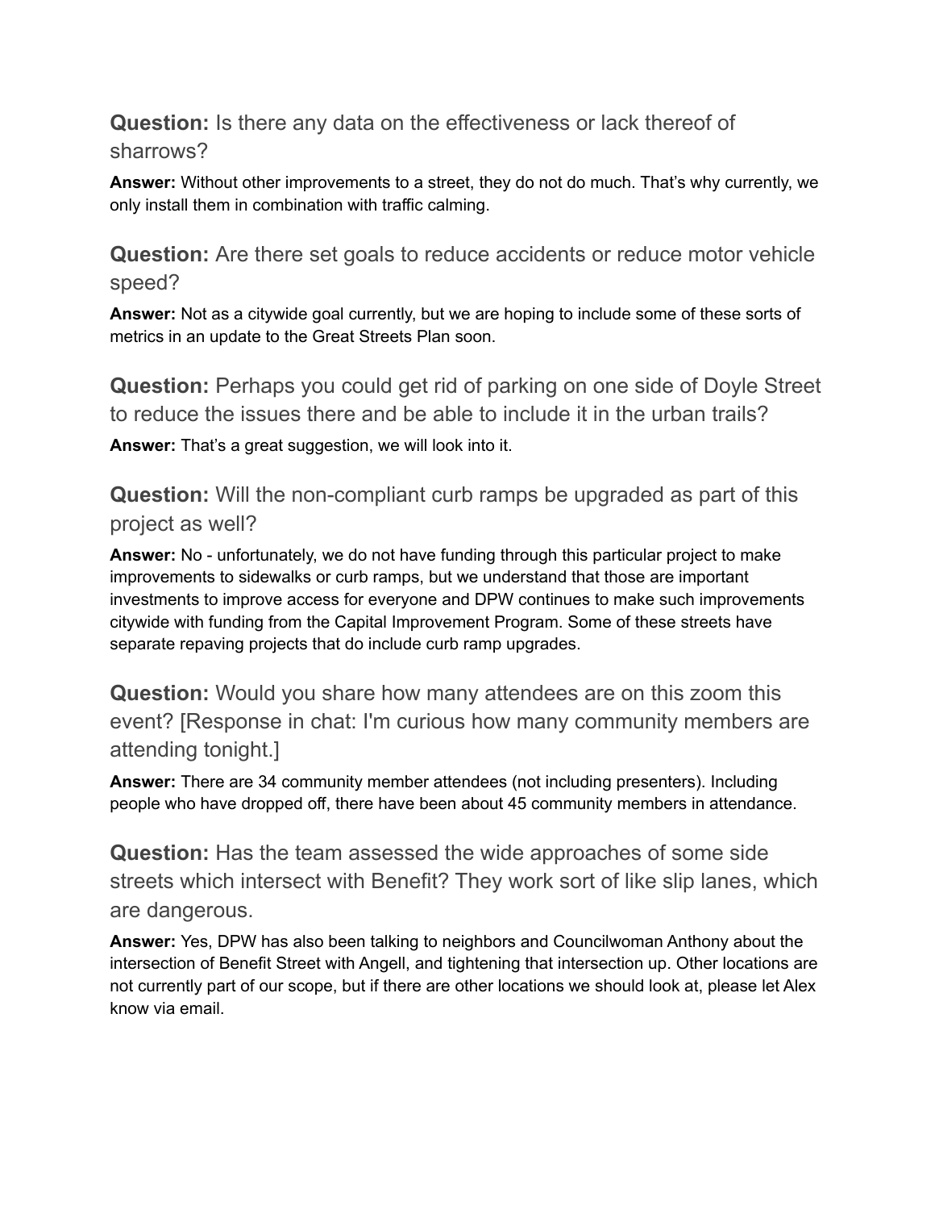**Question:** Is there any data on the effectiveness or lack thereof of sharrows?

**Answer:** Without other improvements to a street, they do not do much. That's why currently, we only install them in combination with traffic calming.

**Question:** Are there set goals to reduce accidents or reduce motor vehicle speed?

**Answer:** Not as a citywide goal currently, but we are hoping to include some of these sorts of metrics in an update to the Great Streets Plan soon.

**Question:** Perhaps you could get rid of parking on one side of Doyle Street to reduce the issues there and be able to include it in the urban trails?

**Answer:** That's a great suggestion, we will look into it.

**Question:** Will the non-compliant curb ramps be upgraded as part of this project as well?

**Answer:** No - unfortunately, we do not have funding through this particular project to make improvements to sidewalks or curb ramps, but we understand that those are important investments to improve access for everyone and DPW continues to make such improvements citywide with funding from the Capital Improvement Program. Some of these streets have separate repaving projects that do include curb ramp upgrades.

**Question:** Would you share how many attendees are on this zoom this event? [Response in chat: I'm curious how many community members are attending tonight.]

**Answer:** There are 34 community member attendees (not including presenters). Including people who have dropped off, there have been about 45 community members in attendance.

**Question:** Has the team assessed the wide approaches of some side streets which intersect with Benefit? They work sort of like slip lanes, which are dangerous.

**Answer:** Yes, DPW has also been talking to neighbors and Councilwoman Anthony about the intersection of Benefit Street with Angell, and tightening that intersection up. Other locations are not currently part of our scope, but if there are other locations we should look at, please let Alex know via email.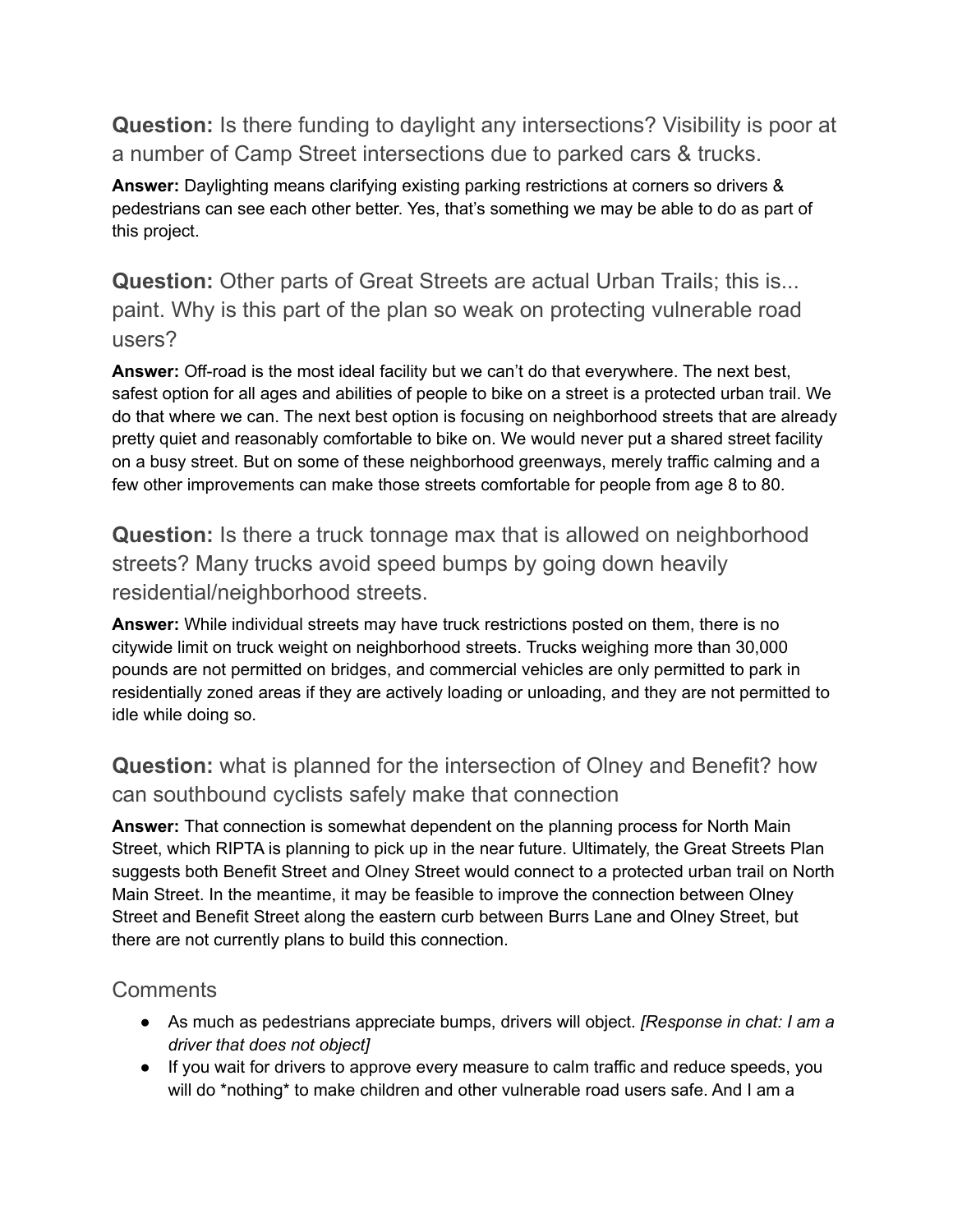**Question:** Is there funding to daylight any intersections? Visibility is poor at a number of Camp Street intersections due to parked cars & trucks.

**Answer:** Daylighting means clarifying existing parking restrictions at corners so drivers & pedestrians can see each other better. Yes, that's something we may be able to do as part of this project.

**Question:** Other parts of Great Streets are actual Urban Trails; this is... paint. Why is this part of the plan so weak on protecting vulnerable road users?

**Answer:** Off-road is the most ideal facility but we can't do that everywhere. The next best, safest option for all ages and abilities of people to bike on a street is a protected urban trail. We do that where we can. The next best option is focusing on neighborhood streets that are already pretty quiet and reasonably comfortable to bike on. We would never put a shared street facility on a busy street. But on some of these neighborhood greenways, merely traffic calming and a few other improvements can make those streets comfortable for people from age 8 to 80.

**Question:** Is there a truck tonnage max that is allowed on neighborhood streets? Many trucks avoid speed bumps by going down heavily residential/neighborhood streets.

**Answer:** While individual streets may have truck restrictions posted on them, there is no citywide limit on truck weight on neighborhood streets. Trucks weighing more than 30,000 pounds are not permitted on bridges, and commercial vehicles are only permitted to park in residentially zoned areas if they are actively loading or unloading, and they are not permitted to idle while doing so.

**Question:** what is planned for the intersection of Olney and Benefit? how can southbound cyclists safely make that connection

**Answer:** That connection is somewhat dependent on the planning process for North Main Street, which RIPTA is planning to pick up in the near future. Ultimately, the Great Streets Plan suggests both Benefit Street and Olney Street would connect to a protected urban trail on North Main Street. In the meantime, it may be feasible to improve the connection between Olney Street and Benefit Street along the eastern curb between Burrs Lane and Olney Street, but there are not currently plans to build this connection.

## Comments

- As much as pedestrians appreciate bumps, drivers will object. *[Response in chat: I am a driver that does not object]*
- If you wait for drivers to approve every measure to calm traffic and reduce speeds, you will do *nothing* to make children and other vulnerable road users safe. And I am a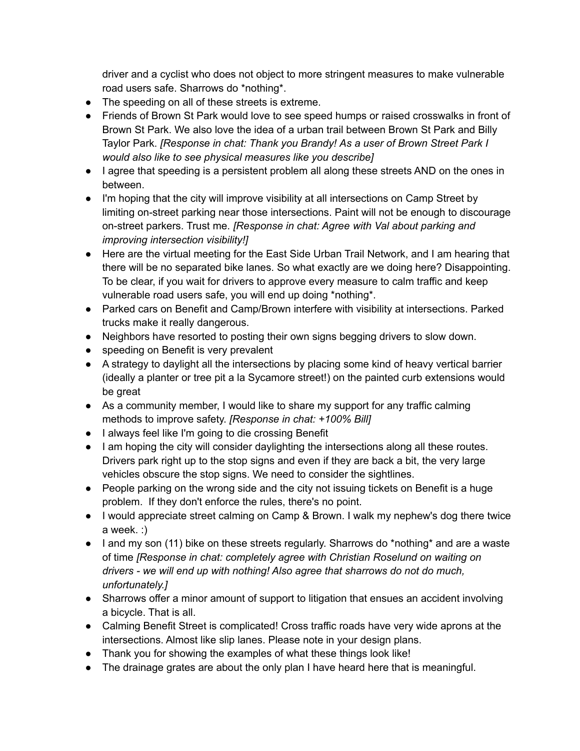driver and a cyclist who does not object to more stringent measures to make vulnerable road users safe. Sharrows do *nothing*.

- The speeding on all of these streets is extreme.
- Friends of Brown St Park would love to see speed humps or raised crosswalks in front of Brown St Park. We also love the idea of a urban trail between Brown St Park and Billy Taylor Park. *[Response in chat: Thank you Brandy! As a user of Brown Street Park I would also like to see physical measures like you describe]*
- I agree that speeding is a persistent problem all along these streets AND on the ones in between.
- I'm hoping that the city will improve visibility at all intersections on Camp Street by limiting on-street parking near those intersections. Paint will not be enough to discourage on-street parkers. Trust me. *[Response in chat: Agree with Val about parking and improving intersection visibility!]*
- Here are the virtual meeting for the East Side Urban Trail Network, and I am hearing that there will be no separated bike lanes. So what exactly are we doing here? Disappointing. To be clear, if you wait for drivers to approve every measure to calm traffic and keep vulnerable road users safe, you will end up doing *nothing*.
- Parked cars on Benefit and Camp/Brown interfere with visibility at intersections. Parked trucks make it really dangerous.
- Neighbors have resorted to posting their own signs begging drivers to slow down.
- speeding on Benefit is very prevalent
- A strategy to daylight all the intersections by placing some kind of heavy vertical barrier (ideally a planter or tree pit a la Sycamore street!) on the painted curb extensions would be great
- As a community member, I would like to share my support for any traffic calming methods to improve safety. *[Response in chat: +100% Bill]*
- I always feel like I'm going to die crossing Benefit
- I am hoping the city will consider daylighting the intersections along all these routes. Drivers park right up to the stop signs and even if they are back a bit, the very large vehicles obscure the stop signs. We need to consider the sightlines.
- People parking on the wrong side and the city not issuing tickets on Benefit is a huge problem. If they don't enforce the rules, there's no point.
- I would appreciate street calming on Camp & Brown. I walk my nephew's dog there twice a week. :)
- I and my son (11) bike on these streets regularly. Sharrows do *nothing* and are a waste of time *[Response in chat: completely agree with Christian Roselund on waiting on drivers - we will end up with nothing! Also agree that sharrows do not do much, unfortunately.]*
- Sharrows offer a minor amount of support to litigation that ensues an accident involving a bicycle. That is all.
- Calming Benefit Street is complicated! Cross traffic roads have very wide aprons at the intersections. Almost like slip lanes. Please note in your design plans.
- Thank you for showing the examples of what these things look like!
- The drainage grates are about the only plan I have heard here that is meaningful.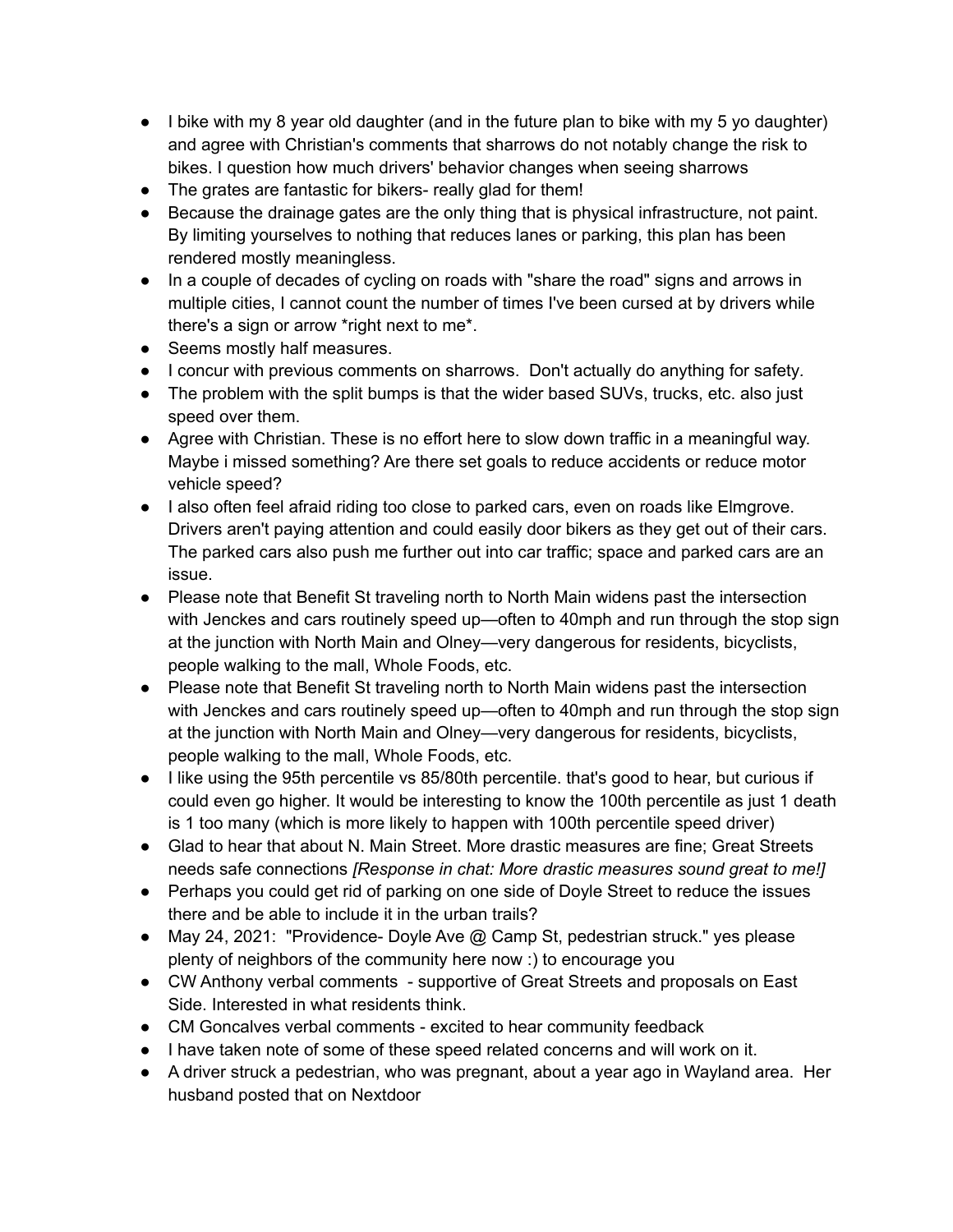- I bike with my 8 year old daughter (and in the future plan to bike with my 5 yo daughter) and agree with Christian's comments that sharrows do not notably change the risk to bikes. I question how much drivers' behavior changes when seeing sharrows
- The grates are fantastic for bikers- really glad for them!
- Because the drainage gates are the only thing that is physical infrastructure, not paint. By limiting yourselves to nothing that reduces lanes or parking, this plan has been rendered mostly meaningless.
- In a couple of decades of cycling on roads with "share the road" signs and arrows in multiple cities, I cannot count the number of times I've been cursed at by drivers while there's a sign or arrow *right next to me*.
- Seems mostly half measures.
- I concur with previous comments on sharrows. Don't actually do anything for safety.
- The problem with the split bumps is that the wider based SUVs, trucks, etc. also just speed over them.
- Agree with Christian. These is no effort here to slow down traffic in a meaningful way. Maybe i missed something? Are there set goals to reduce accidents or reduce motor vehicle speed?
- I also often feel afraid riding too close to parked cars, even on roads like Elmgrove. Drivers aren't paying attention and could easily door bikers as they get out of their cars. The parked cars also push me further out into car traffic; space and parked cars are an issue.
- Please note that Benefit St traveling north to North Main widens past the intersection with Jenckes and cars routinely speed up—often to 40mph and run through the stop sign at the junction with North Main and Olney—very dangerous for residents, bicyclists, people walking to the mall, Whole Foods, etc.
- Please note that Benefit St traveling north to North Main widens past the intersection with Jenckes and cars routinely speed up—often to 40mph and run through the stop sign at the junction with North Main and Olney—very dangerous for residents, bicyclists, people walking to the mall, Whole Foods, etc.
- I like using the 95th percentile vs 85/80th percentile. that's good to hear, but curious if could even go higher. It would be interesting to know the 100th percentile as just 1 death is 1 too many (which is more likely to happen with 100th percentile speed driver)
- Glad to hear that about N. Main Street. More drastic measures are fine; Great Streets needs safe connections *[Response in chat: More drastic measures sound great to me!]*
- Perhaps you could get rid of parking on one side of Doyle Street to reduce the issues there and be able to include it in the urban trails?
- May 24, 2021: "Providence- Doyle Ave @ Camp St, pedestrian struck." yes please plenty of neighbors of the community here now :) to encourage you
- CW Anthony verbal comments - supportive of Great Streets and proposals on East Side. Interested in what residents think.
- CM Goncalves verbal comments - excited to hear community feedback
- I have taken note of some of these speed related concerns and will work on it.
- A driver struck a pedestrian, who was pregnant, about a year ago in Wayland area. Her husband posted that on Nextdoor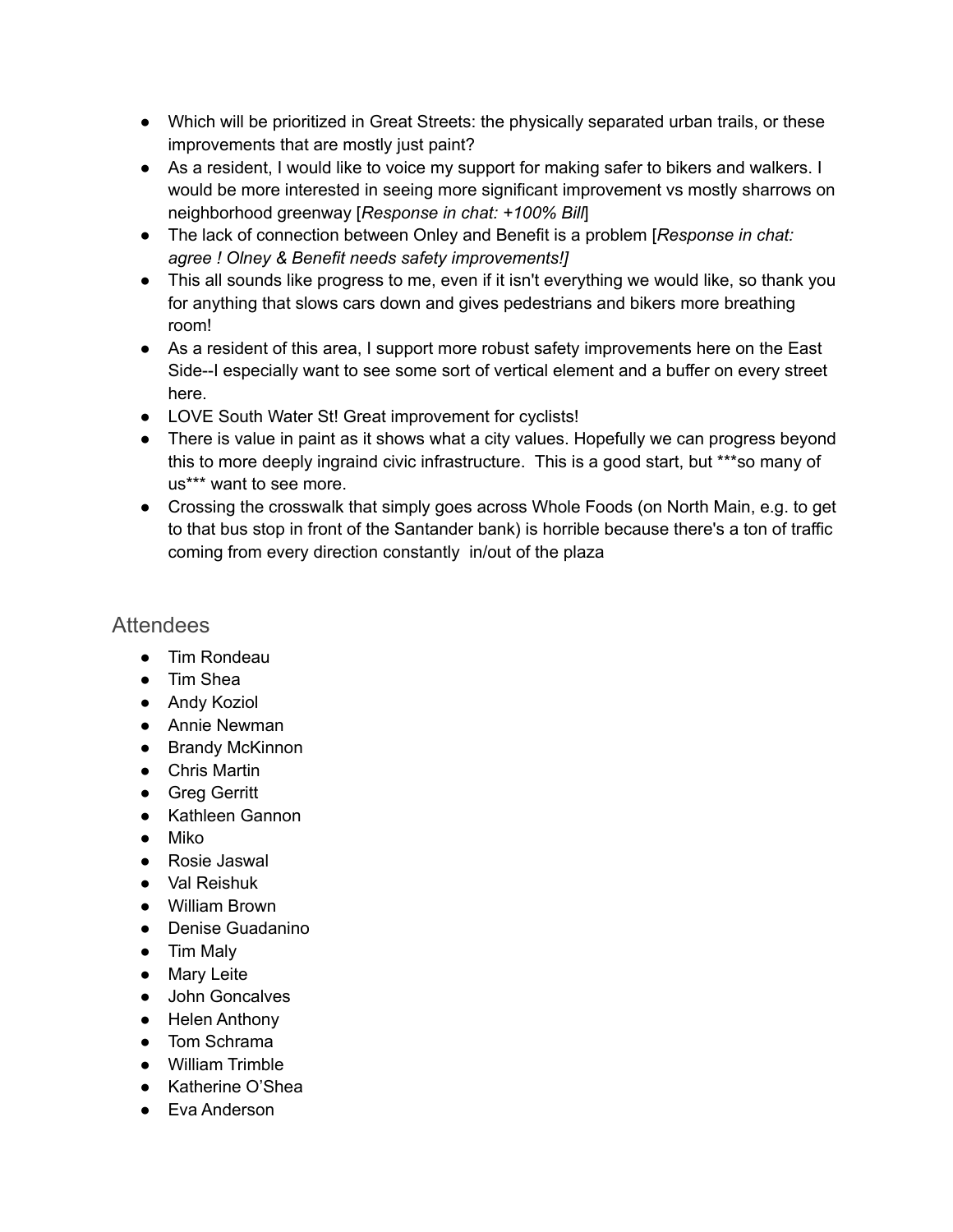- Which will be prioritized in Great Streets: the physically separated urban trails, or these improvements that are mostly just paint?
- As a resident, I would like to voice my support for making safer to bikers and walkers. I would be more interested in seeing more significant improvement vs mostly sharrows on neighborhood greenway [*Response in chat: +100% Bill*]
- The lack of connection between Onley and Benefit is a problem [*Response in chat: agree ! Olney & Benefit needs safety improvements!]*
- This all sounds like progress to me, even if it isn't everything we would like, so thank you for anything that slows cars down and gives pedestrians and bikers more breathing room!
- As a resident of this area, I support more robust safety improvements here on the East Side--I especially want to see some sort of vertical element and a buffer on every street here.
- LOVE South Water St! Great improvement for cyclists!
- There is value in paint as it shows what a city values. Hopefully we can progress beyond this to more deeply ingraind civic infrastructure. This is a good start, but ***so many of us*** want to see more.
- Crossing the crosswalk that simply goes across Whole Foods (on North Main, e.g. to get to that bus stop in front of the Santander bank) is horrible because there's a ton of traffic coming from every direction constantly in/out of the plaza

## Attendees

- Tim Rondeau
- Tim Shea
- Andy Koziol
- Annie Newman
- Brandy McKinnon
- Chris Martin
- Greg Gerritt
- Kathleen Gannon
- Miko
- Rosie Jaswal
- Val Reishuk
- William Brown
- Denise Guadanino
- Tim Maly
- Mary Leite
- John Goncalves
- Helen Anthony
- Tom Schrama
- William Trimble
- Katherine O'Shea
- Eva Anderson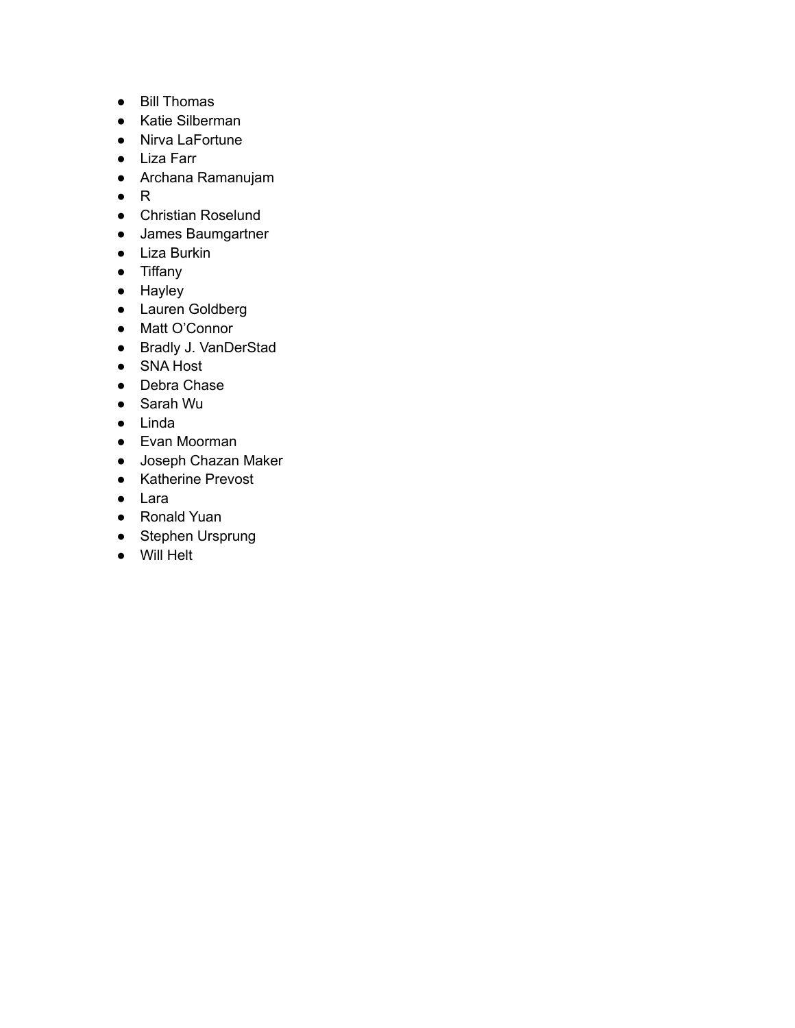- Bill Thomas
- Katie Silberman
- Nirva LaFortune
- Liza Farr
- Archana Ramanujam
- R
- Christian Roselund
- James Baumgartner
- Liza Burkin
- Tiffany
- Hayley
- Lauren Goldberg
- Matt O'Connor
- Bradly J. VanDerStad
- SNA Host
- Debra Chase
- Sarah Wu
- Linda
- Evan Moorman
- Joseph Chazan Maker
- Katherine Prevost
- Lara
- Ronald Yuan
- Stephen Ursprung
- Will Helt